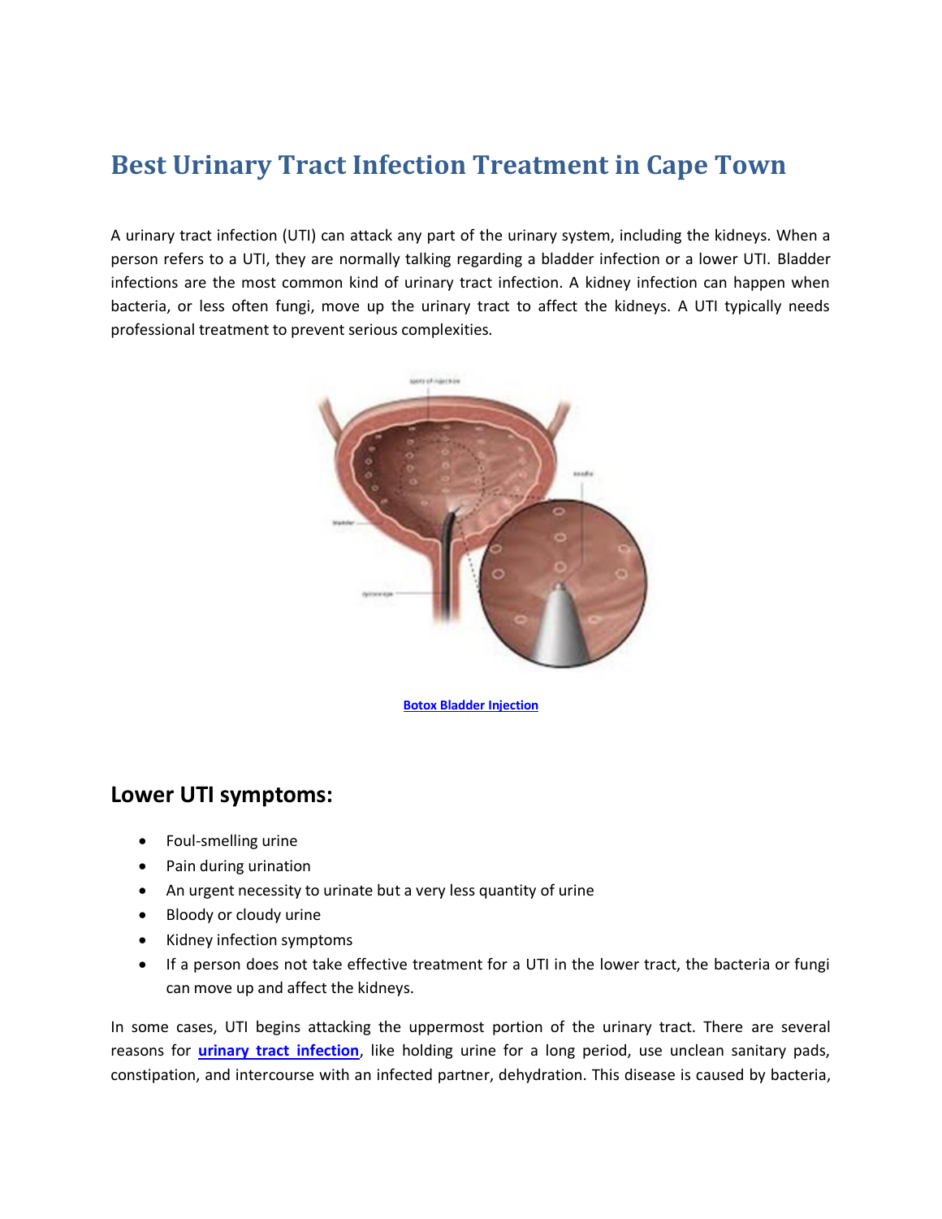# Best Urinary Tract Infection Treatment in Cape Town

A urinary tract infection (UTI) can attack any part of the urinary system, including the kidneys. When a person refers to a UTI, they are normally talking regarding a bladder infection or a lower UTI. Bladder infections are the most common kind of urinary tract infection. A kidney infection can happen when bacteria, or less often fungi, move up the urinary tract to affect the kidneys. A UTI typically needs professional treatment to prevent serious complexities.

**Botox Bladder Injection**

## Lower UTI symptoms:

- Foul-smelling urine
- Pain during urination
- An urgent necessity to urinate but a very less quantity of urine
- Bloody or cloudy urine
- Kidney infection symptoms
- If a person does not take effective treatment for a UTI in the lower tract, the bacteria or fungi can move up and affect the kidneys.

In some cases, UTI begins attacking the uppermost portion of the urinary tract. There are several reasons for **urinary tract infection**, like holding urine for a long period, use unclean sanitary pads, constipation, and intercourse with an infected partner, dehydration. This disease is caused by bacteria,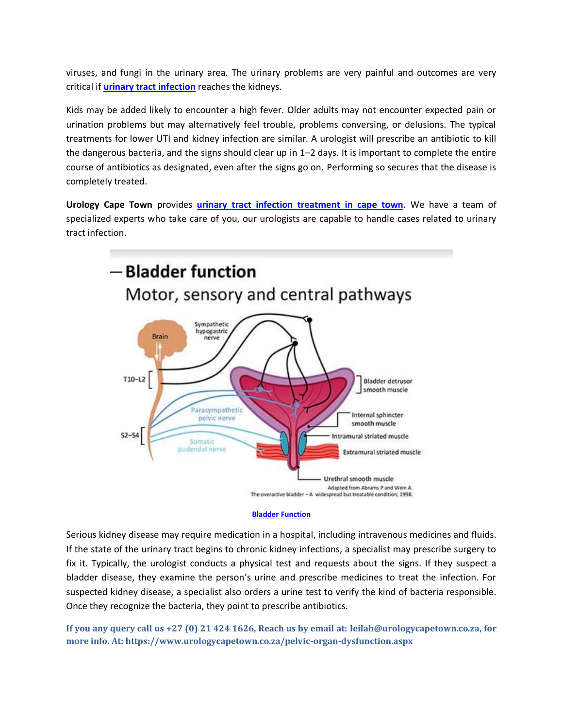viruses, and fungi in the urinary area. The urinary problems are very painful and outcomes are very critical if **urinary tract infection** reaches the kidneys.

Kids may be added likely to encounter a high fever. Older adults may not encounter expected pain or urination problems but may alternatively feel trouble, problems conversing, or delusions. The typical treatments for lower UTI and kidney infection are similar. A urologist will prescribe an antibiotic to kill the dangerous bacteria, and the signs should clear up in 1–2 days. It is important to complete the entire course of antibiotics as designated, even after the signs go on. Performing so secures that the disease is completely treated.

**Urology Cape Town** provides **urinary tract infection treatment in cape town**. We have a team of specialized experts who take care of you, our urologists are capable to handle cases related to urinary tract infection.

— Bladder function

Motor, sensory and central pathways

Brain

Sympathetic hypogastric nerve

T10–L2

S2–S4

Parasympathetic pelvic nerve

Somatic pudendal nerve

Bladder detrusor smooth muscle

Internal sphincter smooth muscle

Intramural striated muscle

Extramural striated muscle

Urethral smooth muscle

Adapted from Abrams P and Wein A. The overactive bladder – A widespread but treatable condition; 1998.

**Bladder Function**

Serious kidney disease may require medication in a hospital, including intravenous medicines and fluids. If the state of the urinary tract begins to chronic kidney infections, a specialist may prescribe surgery to fix it. Typically, the urologist conducts a physical test and requests about the signs. If they suspect a bladder disease, they examine the person's urine and prescribe medicines to treat the infection. For suspected kidney disease, a specialist also orders a urine test to verify the kind of bacteria responsible. Once they recognize the bacteria, they point to prescribe antibiotics.

**If you any query call us +27 (0) 21 424 1626, Reach us by email at: leilah@urologycapetown.co.za, for more info. At: https://www.urologycapetown.co.za/pelvic-organ-dysfunction.aspx**